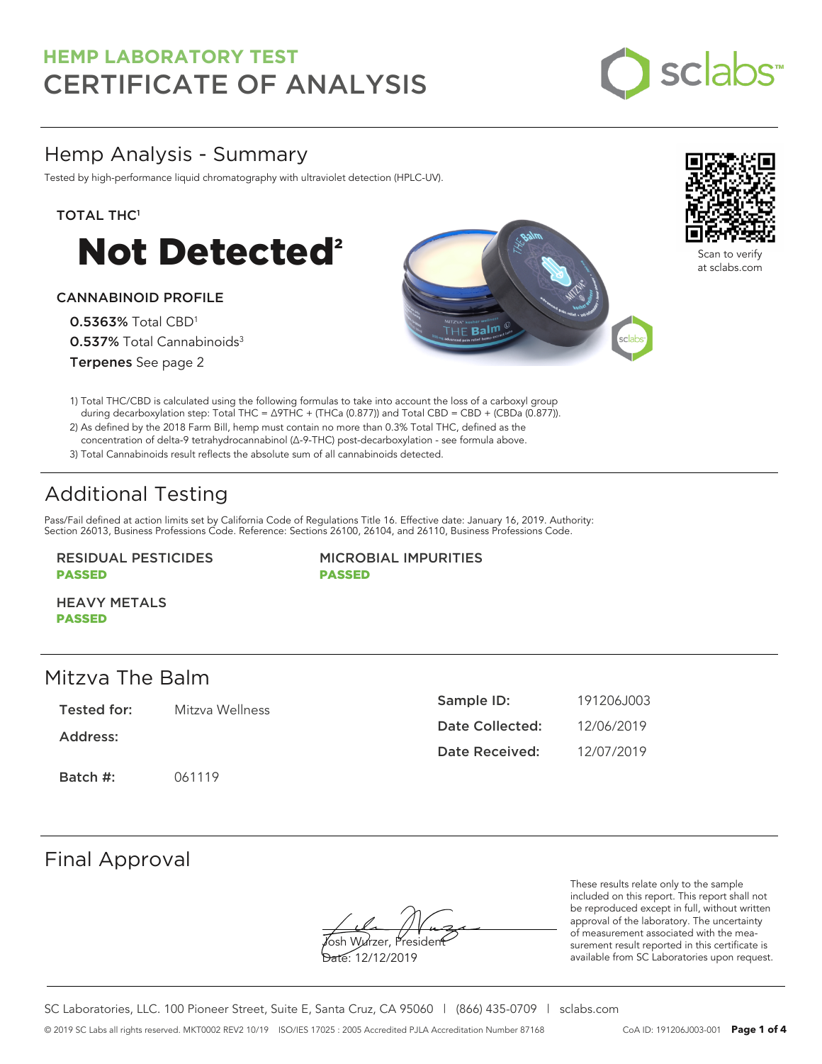# HEMP LABORATORY TEST
# CERTIFICATE OF ANALYSIS

## Hemp Analysis - Summary

Tested by high-performance liquid chromatography with ultraviolet detection (HPLC-UV).

### TOTAL THC[1]

# Not Detected[2]

### CANNABINOID PROFILE

**0.5363%** Total CBD[1]

**0.537%** Total Cannabinoids[3]

**Terpenes** See page 2

Scan to verify at sclabs.com

1) Total THC/CBD is calculated using the following formulas to take into account the loss of a carboxyl group during decarboxylation step: Total THC = Δ9THC + (THCa (0.877)) and Total CBD = CBD + (CBDa (0.877)).
2) As defined by the 2018 Farm Bill, hemp must contain no more than 0.3% Total THC, defined as the concentration of delta-9 tetrahydrocannabinol (Δ-9-THC) post-decarboxylation - see formula above.
3) Total Cannabinoids result reflects the absolute sum of all cannabinoids detected.

## Additional Testing

Pass/Fail defined at action limits set by California Code of Regulations Title 16. Effective date: January 16, 2019. Authority: Section 26013, Business Professions Code. Reference: Sections 26100, 26104, and 26110, Business Professions Code.

**RESIDUAL PESTICIDES**
**PASSED**

**MICROBIAL IMPURITIES**
**PASSED**

**HEAVY METALS**
**PASSED**

## Mitzva The Balm

| | |
|---|---|
| **Tested for:** | Mitzva Wellness |
| **Address:** | |
| **Batch #:** | 061119 |
| **Sample ID:** | 191206J003 |
| **Date Collected:** | 12/06/2019 |
| **Date Received:** | 12/07/2019 |

## Final Approval

Josh Wurzer, President
Date: 12/12/2019

These results relate only to the sample included on this report. This report shall not be reproduced except in full, without written approval of the laboratory. The uncertainty of measurement associated with the measurement result reported in this certificate is available from SC Laboratories upon request.

SC Laboratories, LLC. 100 Pioneer Street, Suite E, Santa Cruz, CA 95060 | (866) 435-0709 | sclabs.com

© 2019 SC Labs all rights reserved. MKT0002 REV2 10/19 ISO/IES 17025 : 2005 Accredited PJLA Accreditation Number 87168 CoA ID: 191206J003-001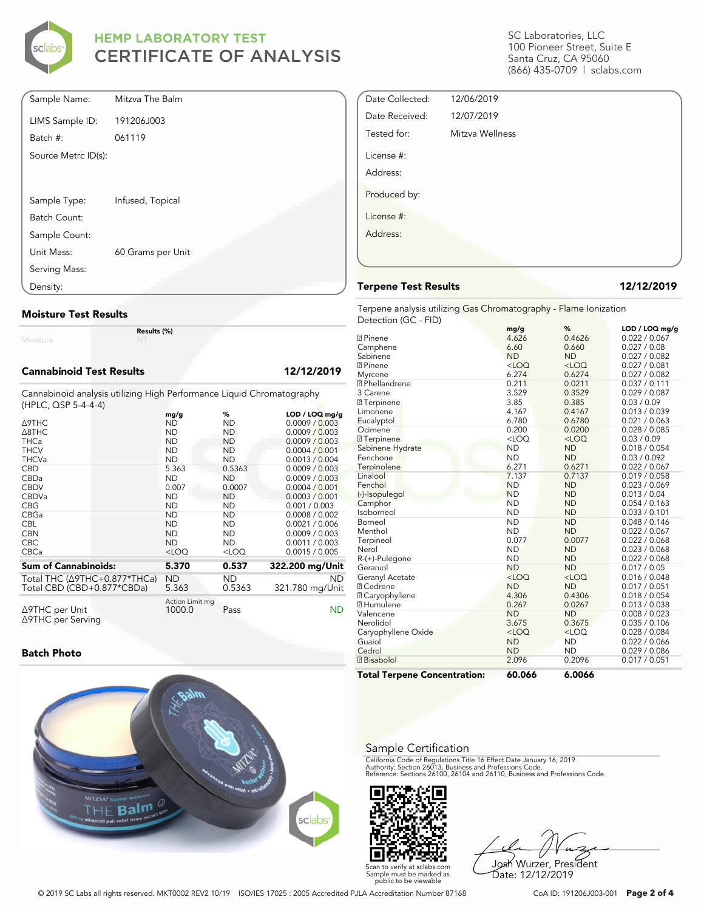# HEMP LABORATORY TEST
# CERTIFICATE OF ANALYSIS

SC Laboratories, LLC
100 Pioneer Street, Suite E
Santa Cruz, CA 95060
(866) 435-0709 | sclabs.com

| | |
|---|---|
| Sample Name: | Mitzva The Balm |
| LIMS Sample ID: | 191206J003 |
| Batch #: | 061119 |
| Source Metrc ID(s): | |
| Sample Type: | Infused, Topical |
| Batch Count: | |
| Sample Count: | |
| Unit Mass: | 60 Grams per Unit |
| Serving Mass: | |
| Density: | |

| | |
|---|---|
| Date Collected: | 12/06/2019 |
| Date Received: | 12/07/2019 |
| Tested for: | Mitzva Wellness |
| License #: | |
| Address: | |
| Produced by: | |
| License #: | |
| Address: | |

## Moisture Test Results

| | Results (%) |
|---|---|
| Moisture | NT |

## Cannabinoid Test Results — 12/12/2019

Cannabinoid analysis utilizing High Performance Liquid Chromatography (HPLC, QSP 5-4-4-4)

| | mg/g | % | LOD / LOQ mg/g |
|---|---|---|---|
| Δ9THC | ND | ND | 0.0009 / 0.003 |
| Δ8THC | ND | ND | 0.0009 / 0.003 |
| THCa | ND | ND | 0.0009 / 0.003 |
| THCV | ND | ND | 0.0004 / 0.001 |
| THCVa | ND | ND | 0.0013 / 0.004 |
| CBD | 5.363 | 0.5363 | 0.0009 / 0.003 |
| CBDa | ND | ND | 0.0009 / 0.003 |
| CBDV | 0.007 | 0.0007 | 0.0004 / 0.001 |
| CBDVa | ND | ND | 0.0003 / 0.001 |
| CBG | ND | ND | 0.001 / 0.003 |
| CBGa | ND | ND | 0.0008 / 0.002 |
| CBL | ND | ND | 0.0021 / 0.006 |
| CBN | ND | ND | 0.0009 / 0.003 |
| CBC | ND | ND | 0.0011 / 0.003 |
| CBCa | <LOQ | <LOQ | 0.0015 / 0.005 |
| **Sum of Cannabinoids:** | **5.370** | **0.537** | **322.200 mg/Unit** |
| Total THC (Δ9THC+0.877*THCa) | ND | ND | ND |
| Total CBD (CBD+0.877*CBDa) | 5.363 | 0.5363 | 321.780 mg/Unit |

| | Action Limit mg | | |
|---|---|---|---|
| Δ9THC per Unit | 1000.0 | Pass | ND |
| Δ9THC per Serving | | | |

## Batch Photo

## Terpene Test Results — 12/12/2019

Terpene analysis utilizing Gas Chromatography - Flame Ionization Detection (GC - FID)

| | mg/g | % | LOD / LOQ mg/g |
|---|---|---|---|
| ⍰ Pinene | 4.626 | 0.4626 | 0.022 / 0.067 |
| Camphene | 6.60 | 0.660 | 0.027 / 0.08 |
| Sabinene | ND | ND | 0.027 / 0.082 |
| ⍰ Pinene | <LOQ | <LOQ | 0.027 / 0.081 |
| Myrcene | 6.274 | 0.6274 | 0.027 / 0.082 |
| ⍰ Phellandrene | 0.211 | 0.0211 | 0.037 / 0.111 |
| 3 Carene | 3.529 | 0.3529 | 0.029 / 0.087 |
| ⍰ Terpinene | 3.85 | 0.385 | 0.03 / 0.09 |
| Limonene | 4.167 | 0.4167 | 0.013 / 0.039 |
| Eucalyptol | 6.780 | 0.6780 | 0.021 / 0.063 |
| Ocimene | 0.200 | 0.0200 | 0.028 / 0.085 |
| ⍰ Terpinene | <LOQ | <LOQ | 0.03 / 0.09 |
| Sabinene Hydrate | ND | ND | 0.018 / 0.054 |
| Fenchone | ND | ND | 0.03 / 0.092 |
| Terpinolene | 6.271 | 0.6271 | 0.022 / 0.067 |
| Linalool | 7.137 | 0.7137 | 0.019 / 0.058 |
| Fenchol | ND | ND | 0.023 / 0.069 |
| (-)-Isopulegol | ND | ND | 0.013 / 0.04 |
| Camphor | ND | ND | 0.054 / 0.163 |
| Isoborneol | ND | ND | 0.033 / 0.101 |
| Borneol | ND | ND | 0.048 / 0.146 |
| Menthol | ND | ND | 0.022 / 0.067 |
| Terpineol | 0.077 | 0.0077 | 0.022 / 0.068 |
| Nerol | ND | ND | 0.023 / 0.068 |
| R-(+)-Pulegone | ND | ND | 0.022 / 0.068 |
| Geraniol | ND | ND | 0.017 / 0.05 |
| Geranyl Acetate | <LOQ | <LOQ | 0.016 / 0.048 |
| ⍰ Cedrene | ND | ND | 0.017 / 0.051 |
| ⍰ Caryophyllene | 4.306 | 0.4306 | 0.018 / 0.054 |
| ⍰ Humulene | 0.267 | 0.0267 | 0.013 / 0.038 |
| Valencene | ND | ND | 0.008 / 0.023 |
| Nerolidol | 3.675 | 0.3675 | 0.035 / 0.106 |
| Caryophyllene Oxide | <LOQ | <LOQ | 0.028 / 0.084 |
| Guaiol | ND | ND | 0.022 / 0.066 |
| Cedrol | ND | ND | 0.029 / 0.086 |
| ⍰ Bisabolol | 2.096 | 0.2096 | 0.017 / 0.051 |
| **Total Terpene Concentration:** | **60.066** | **6.0066** | |

## Sample Certification

California Code of Regulations Title 16 Effect Date January 16, 2019
Authority: Section 26013, Business and Professions Code.
Reference: Sections 26100, 26104 and 26110, Business and Professions Code.

Scan to verify at sclabs.com
Sample must be marked as public to be viewable

Josh Wurzer, President
Date: 12/12/2019

© 2019 SC Labs all rights reserved. MKT0002 REV2 10/19 ISO/IES 17025 : 2005 Accredited PJLA Accreditation Number 87168

CoA ID: 191206J003-001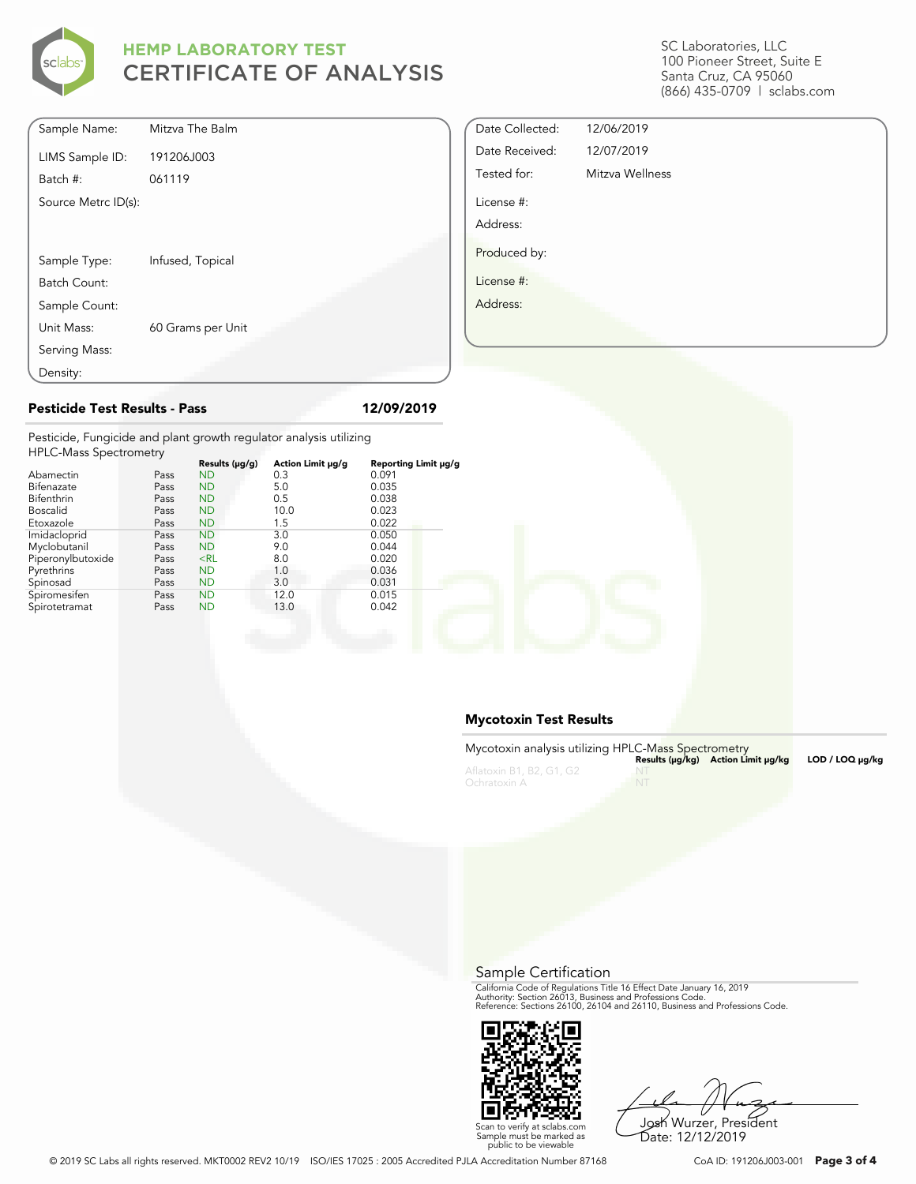# HEMP LABORATORY TEST
# CERTIFICATE OF ANALYSIS

SC Laboratories, LLC
100 Pioneer Street, Suite E
Santa Cruz, CA 95060
(866) 435-0709 | sclabs.com

| | |
|---|---|
| Sample Name: | Mitzva The Balm |
| LIMS Sample ID: | 191206J003 |
| Batch #: | 061119 |
| Source Metrc ID(s): | |
| Sample Type: | Infused, Topical |
| Batch Count: | |
| Sample Count: | |
| Unit Mass: | 60 Grams per Unit |
| Serving Mass: | |
| Density: | |

| | |
|---|---|
| Date Collected: | 12/06/2019 |
| Date Received: | 12/07/2019 |
| Tested for: | Mitzva Wellness |
| License #: | |
| Address: | |
| Produced by: | |
| License #: | |
| Address: | |

## Pesticide Test Results - Pass

12/09/2019

Pesticide, Fungicide and plant growth regulator analysis utilizing HPLC-Mass Spectrometry

| | | Results (μg/g) | Action Limit μg/g | Reporting Limit μg/g |
|---|---|---|---|---|
| Abamectin | Pass | ND | 0.3 | 0.091 |
| Bifenazate | Pass | ND | 5.0 | 0.035 |
| Bifenthrin | Pass | ND | 0.5 | 0.038 |
| Boscalid | Pass | ND | 10.0 | 0.023 |
| Etoxazole | Pass | ND | 1.5 | 0.022 |
| Imidacloprid | Pass | ND | 3.0 | 0.050 |
| Myclobutanil | Pass | ND | 9.0 | 0.044 |
| Piperonylbutoxide | Pass | <RL | 8.0 | 0.020 |
| Pyrethrins | Pass | ND | 1.0 | 0.036 |
| Spinosad | Pass | ND | 3.0 | 0.031 |
| Spiromesifen | Pass | ND | 12.0 | 0.015 |
| Spirotetramat | Pass | ND | 13.0 | 0.042 |

## Mycotoxin Test Results

Mycotoxin analysis utilizing HPLC-Mass Spectrometry

| | Results (μg/kg) | Action Limit μg/kg | LOD / LOQ μg/kg |
|---|---|---|---|
| Aflatoxin B1, B2, G1, G2 | NT | | |
| Ochratoxin A | NT | | |

## Sample Certification

California Code of Regulations Title 16 Effect Date January 16, 2019
Authority: Section 26013, Business and Professions Code.
Reference: Sections 26100, 26104 and 26110, Business and Professions Code.

Scan to verify at sclabs.com
Sample must be marked as public to be viewable

Josh Wurzer, President
Date: 12/12/2019

© 2019 SC Labs all rights reserved. MKT0002 REV2 10/19 ISO/IES 17025 : 2005 Accredited PJLA Accreditation Number 87168

CoA ID: 191206J003-001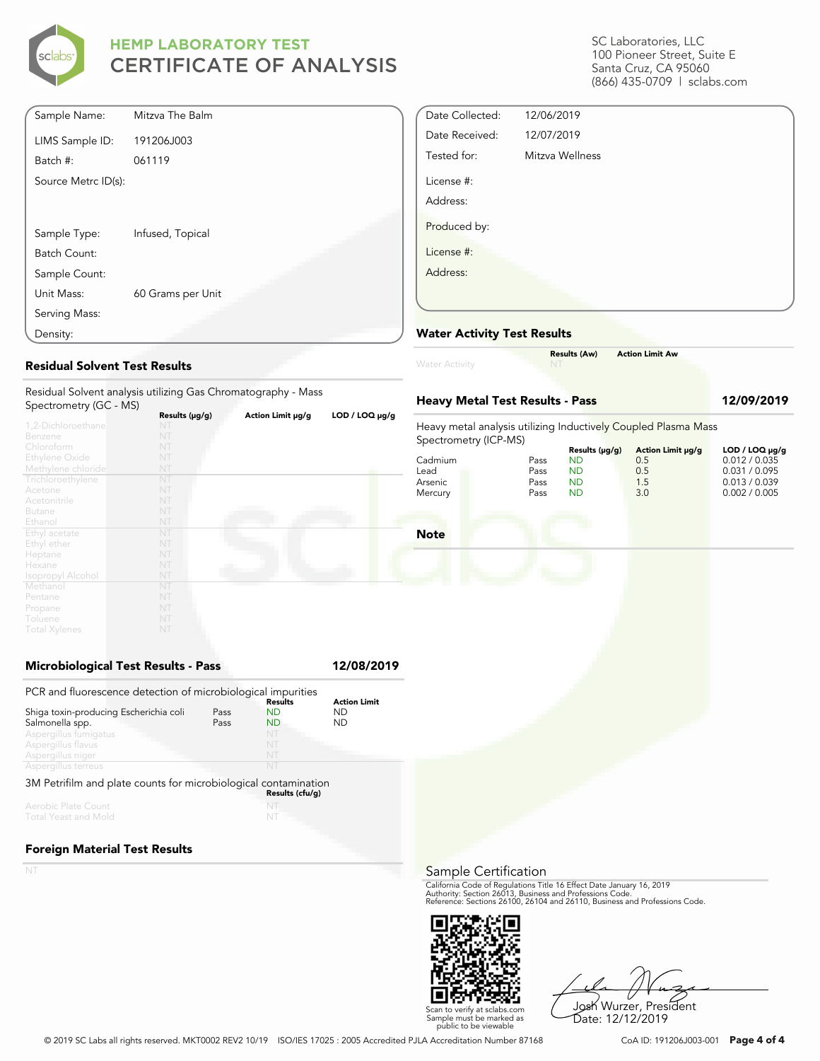# HEMP LABORATORY TEST
# CERTIFICATE OF ANALYSIS

SC Laboratories, LLC
100 Pioneer Street, Suite E
Santa Cruz, CA 95060
(866) 435-0709 | sclabs.com

| | |
|---|---|
| Sample Name: | Mitzva The Balm |
| LIMS Sample ID: | 191206J003 |
| Batch #: | 061119 |
| Source Metrc ID(s): | |
| Sample Type: | Infused, Topical |
| Batch Count: | |
| Sample Count: | |
| Unit Mass: | 60 Grams per Unit |
| Serving Mass: | |
| Density: | |

| | |
|---|---|
| Date Collected: | 12/06/2019 |
| Date Received: | 12/07/2019 |
| Tested for: | Mitzva Wellness |
| License #: | |
| Address: | |
| Produced by: | |
| License #: | |
| Address: | |

## Residual Solvent Test Results

Residual Solvent analysis utilizing Gas Chromatography - Mass Spectrometry (GC - MS)

| | Results (µg/g) | Action Limit µg/g | LOD / LOQ µg/g |
|---|---|---|---|
| 1,2-Dichloroethane | NT | | |
| Benzene | NT | | |
| Chloroform | NT | | |
| Ethylene Oxide | NT | | |
| Methylene chloride | NT | | |
| Trichloroethylene | NT | | |
| Acetone | NT | | |
| Acetonitrile | NT | | |
| Butane | NT | | |
| Ethanol | NT | | |
| Ethyl acetate | NT | | |
| Ethyl ether | NT | | |
| Heptane | NT | | |
| Hexane | NT | | |
| Isopropyl Alcohol | NT | | |
| Methanol | NT | | |
| Pentane | NT | | |
| Propane | NT | | |
| Toluene | NT | | |
| Total Xylenes | NT | | |

## Microbiological Test Results - Pass 12/08/2019

PCR and fluorescence detection of microbiological impurities

| | | Results | Action Limit |
|---|---|---|---|
| Shiga toxin-producing Escherichia coli | Pass | ND | ND |
| Salmonella spp. | Pass | ND | ND |
| Aspergillus fumigatus | | NT | |
| Aspergillus flavus | | NT | |
| Aspergillus niger | | NT | |
| Aspergillus terreus | | NT | |

3M Petrifilm and plate counts for microbiological contamination

| | Results (cfu/g) |
|---|---|
| Aerobic Plate Count | NT |
| Total Yeast and Mold | NT |

## Foreign Material Test Results

NT

## Water Activity Test Results

| | Results (Aw) | Action Limit Aw |
|---|---|---|
| Water Activity | NT | |

## Heavy Metal Test Results - Pass 12/09/2019

Heavy metal analysis utilizing Inductively Coupled Plasma Mass Spectrometry (ICP-MS)

| | | Results (µg/g) | Action Limit µg/g | LOD / LOQ µg/g |
|---|---|---|---|---|
| Cadmium | Pass | ND | 0.5 | 0.012 / 0.035 |
| Lead | Pass | ND | 0.5 | 0.031 / 0.095 |
| Arsenic | Pass | ND | 1.5 | 0.013 / 0.039 |
| Mercury | Pass | ND | 3.0 | 0.002 / 0.005 |

## Note

## Sample Certification

California Code of Regulations Title 16 Effect Date January 16, 2019
Authority: Section 26013, Business and Professions Code.
Reference: Sections 26100, 26104 and 26110, Business and Professions Code.

Scan to verify at sclabs.com
Sample must be marked as public to be viewable

Josh Wurzer, President
Date: 12/12/2019

© 2019 SC Labs all rights reserved. MKT0002 REV2 10/19 ISO/IES 17025 : 2005 Accredited PJLA Accreditation Number 87168

CoA ID: 191206J003-001